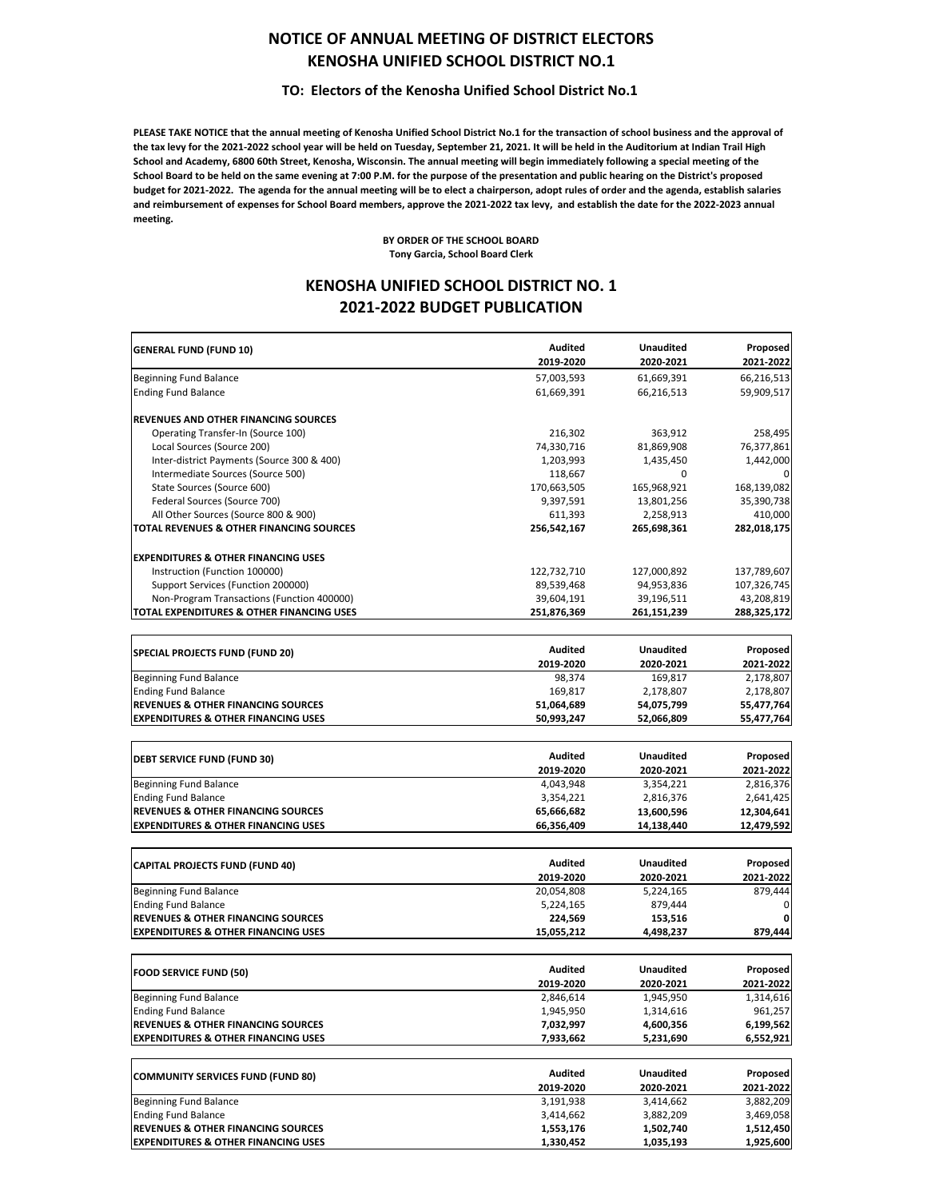# NOTICE OF ANNUAL MEETING OF DISTRICT ELECTORS
# KENOSHA UNIFIED SCHOOL DISTRICT NO.1

### TO: Electors of the Kenosha Unified School District No.1

**PLEASE TAKE NOTICE that the annual meeting of Kenosha Unified School District No.1 for the transaction of school business and the approval of the tax levy for the 2021-2022 school year will be held on Tuesday, September 21, 2021. It will be held in the Auditorium at Indian Trail High School and Academy, 6800 60th Street, Kenosha, Wisconsin. The annual meeting will begin immediately following a special meeting of the School Board to be held on the same evening at 7:00 P.M. for the purpose of the presentation and public hearing on the District's proposed budget for 2021-2022. The agenda for the annual meeting will be to elect a chairperson, adopt rules of order and the agenda, establish salaries and reimbursement of expenses for School Board members, approve the 2021-2022 tax levy, and establish the date for the 2022-2023 annual meeting.**

**BY ORDER OF THE SCHOOL BOARD**
**Tony Garcia, School Board Clerk**

## KENOSHA UNIFIED SCHOOL DISTRICT NO. 1
## 2021-2022 BUDGET PUBLICATION

| GENERAL FUND (FUND 10) | Audited 2019-2020 | Unaudited 2020-2021 | Proposed 2021-2022 |
|---|---|---|---|
| Beginning Fund Balance | 57,003,593 | 61,669,391 | 66,216,513 |
| Ending Fund Balance | 61,669,391 | 66,216,513 | 59,909,517 |
| **REVENUES AND OTHER FINANCING SOURCES** | | | |
| Operating Transfer-In (Source 100) | 216,302 | 363,912 | 258,495 |
| Local Sources (Source 200) | 74,330,716 | 81,869,908 | 76,377,861 |
| Inter-district Payments (Source 300 & 400) | 1,203,993 | 1,435,450 | 1,442,000 |
| Intermediate Sources (Source 500) | 118,667 | 0 | 0 |
| State Sources (Source 600) | 170,663,505 | 165,968,921 | 168,139,082 |
| Federal Sources (Source 700) | 9,397,591 | 13,801,256 | 35,390,738 |
| All Other Sources (Source 800 & 900) | 611,393 | 2,258,913 | 410,000 |
| **TOTAL REVENUES & OTHER FINANCING SOURCES** | **256,542,167** | **265,698,361** | **282,018,175** |
| **EXPENDITURES & OTHER FINANCING USES** | | | |
| Instruction (Function 100000) | 122,732,710 | 127,000,892 | 137,789,607 |
| Support Services (Function 200000) | 89,539,468 | 94,953,836 | 107,326,745 |
| Non-Program Transactions (Function 400000) | 39,604,191 | 39,196,511 | 43,208,819 |
| **TOTAL EXPENDITURES & OTHER FINANCING USES** | **251,876,369** | **261,151,239** | **288,325,172** |

| SPECIAL PROJECTS FUND (FUND 20) | Audited 2019-2020 | Unaudited 2020-2021 | Proposed 2021-2022 |
|---|---|---|---|
| Beginning Fund Balance | 98,374 | 169,817 | 2,178,807 |
| Ending Fund Balance | 169,817 | 2,178,807 | 2,178,807 |
| **REVENUES & OTHER FINANCING SOURCES** | **51,064,689** | **54,075,799** | **55,477,764** |
| **EXPENDITURES & OTHER FINANCING USES** | **50,993,247** | **52,066,809** | **55,477,764** |

| DEBT SERVICE FUND (FUND 30) | Audited 2019-2020 | Unaudited 2020-2021 | Proposed 2021-2022 |
|---|---|---|---|
| Beginning Fund Balance | 4,043,948 | 3,354,221 | 2,816,376 |
| Ending Fund Balance | 3,354,221 | 2,816,376 | 2,641,425 |
| **REVENUES & OTHER FINANCING SOURCES** | **65,666,682** | **13,600,596** | **12,304,641** |
| **EXPENDITURES & OTHER FINANCING USES** | **66,356,409** | **14,138,440** | **12,479,592** |

| CAPITAL PROJECTS FUND (FUND 40) | Audited 2019-2020 | Unaudited 2020-2021 | Proposed 2021-2022 |
|---|---|---|---|
| Beginning Fund Balance | 20,054,808 | 5,224,165 | 879,444 |
| Ending Fund Balance | 5,224,165 | 879,444 | 0 |
| **REVENUES & OTHER FINANCING SOURCES** | **224,569** | **153,516** | **0** |
| **EXPENDITURES & OTHER FINANCING USES** | **15,055,212** | **4,498,237** | **879,444** |

| FOOD SERVICE FUND (50) | Audited 2019-2020 | Unaudited 2020-2021 | Proposed 2021-2022 |
|---|---|---|---|
| Beginning Fund Balance | 2,846,614 | 1,945,950 | 1,314,616 |
| Ending Fund Balance | 1,945,950 | 1,314,616 | 961,257 |
| **REVENUES & OTHER FINANCING SOURCES** | **7,032,997** | **4,600,356** | **6,199,562** |
| **EXPENDITURES & OTHER FINANCING USES** | **7,933,662** | **5,231,690** | **6,552,921** |

| COMMUNITY SERVICES FUND (FUND 80) | Audited 2019-2020 | Unaudited 2020-2021 | Proposed 2021-2022 |
|---|---|---|---|
| Beginning Fund Balance | 3,191,938 | 3,414,662 | 3,882,209 |
| Ending Fund Balance | 3,414,662 | 3,882,209 | 3,469,058 |
| **REVENUES & OTHER FINANCING SOURCES** | **1,553,176** | **1,502,740** | **1,512,450** |
| **EXPENDITURES & OTHER FINANCING USES** | **1,330,452** | **1,035,193** | **1,925,600** |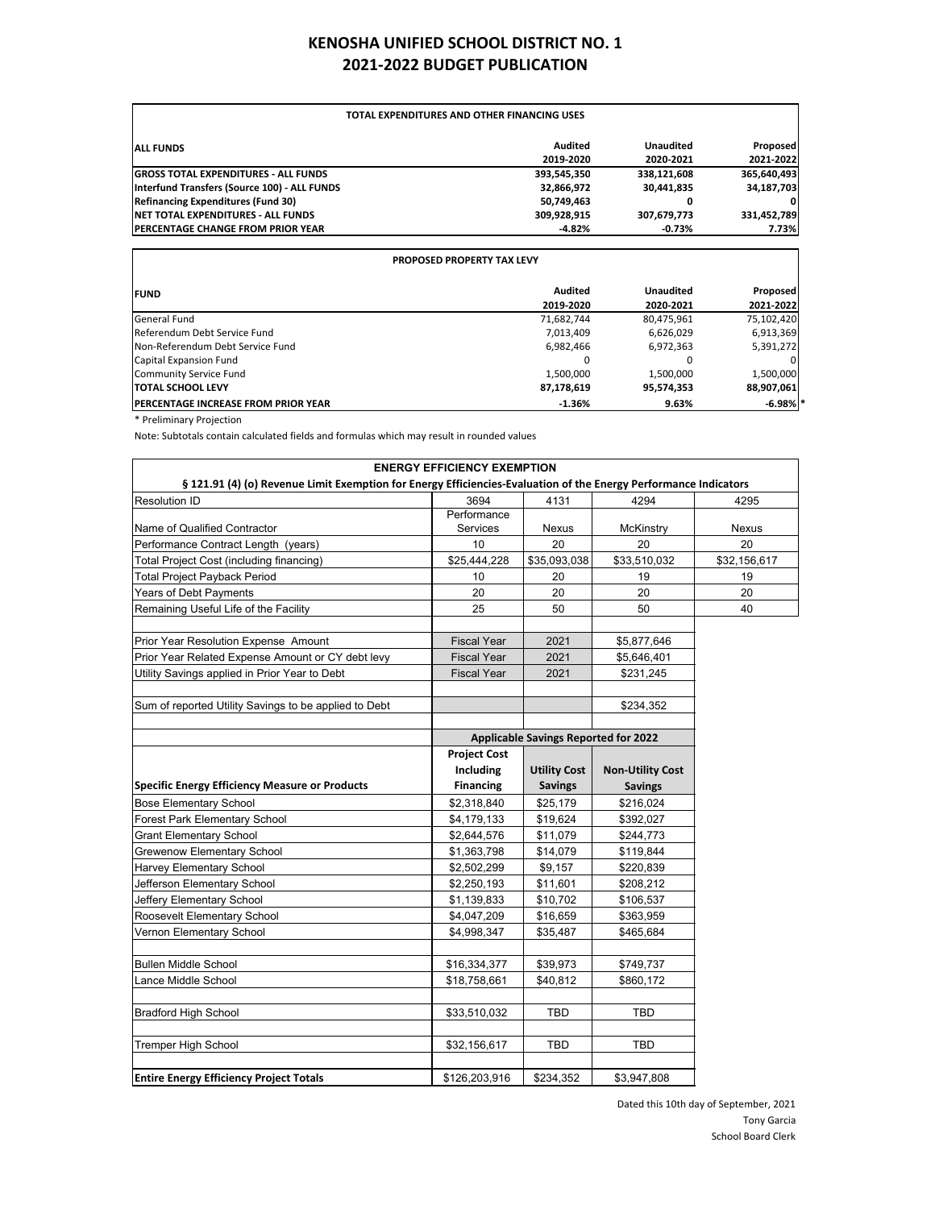# KENOSHA UNIFIED SCHOOL DISTRICT NO. 1
# 2021-2022 BUDGET PUBLICATION

| TOTAL EXPENDITURES AND OTHER FINANCING USES | | | |
|---|---|---|---|
| **ALL FUNDS** | **Audited 2019-2020** | **Unaudited 2020-2021** | **Proposed 2021-2022** |
| **GROSS TOTAL EXPENDITURES - ALL FUNDS** | **393,545,350** | **338,121,608** | **365,640,493** |
| **Interfund Transfers (Source 100) - ALL FUNDS** | **32,866,972** | **30,441,835** | **34,187,703** |
| **Refinancing Expenditures (Fund 30)** | **50,749,463** | **0** | **0** |
| **NET TOTAL EXPENDITURES - ALL FUNDS** | **309,928,915** | **307,679,773** | **331,452,789** |
| **PERCENTAGE CHANGE FROM PRIOR YEAR** | **-4.82%** | **-0.73%** | **7.73%** |

| PROPOSED PROPERTY TAX LEVY | | | |
|---|---|---|---|
| **FUND** | **Audited 2019-2020** | **Unaudited 2020-2021** | **Proposed 2021-2022** |
| General Fund | 71,682,744 | 80,475,961 | 75,102,420 |
| Referendum Debt Service Fund | 7,013,409 | 6,626,029 | 6,913,369 |
| Non-Referendum Debt Service Fund | 6,982,466 | 6,972,363 | 5,391,272 |
| Capital Expansion Fund | 0 | 0 | 0 |
| Community Service Fund | 1,500,000 | 1,500,000 | 1,500,000 |
| **TOTAL SCHOOL LEVY** | **87,178,619** | **95,574,353** | **88,907,061** |
| **PERCENTAGE INCREASE FROM PRIOR YEAR** | **-1.36%** | **9.63%** | **-6.98%** * |

\* Preliminary Projection

Note: Subtotals contain calculated fields and formulas which may result in rounded values

**ENERGY EFFICIENCY EXEMPTION**

**§ 121.91 (4) (o) Revenue Limit Exemption for Energy Efficiencies-Evaluation of the Energy Performance Indicators**

| | | | | |
|---|---|---|---|---|
| Resolution ID | 3694 | 4131 | 4294 | 4295 |
| Name of Qualified Contractor | Performance Services | Nexus | McKinstry | Nexus |
| Performance Contract Length (years) | 10 | 20 | 20 | 20 |
| Total Project Cost (including financing) | $25,444,228 | $35,093,038 | $33,510,032 | $32,156,617 |
| Total Project Payback Period | 10 | 20 | 19 | 19 |
| Years of Debt Payments | 20 | 20 | 20 | 20 |
| Remaining Useful Life of the Facility | 25 | 50 | 50 | 40 |

| | | | |
|---|---|---|---|
| Prior Year Resolution Expense Amount | Fiscal Year | 2021 | $5,877,646 |
| Prior Year Related Expense Amount or CY debt levy | Fiscal Year | 2021 | $5,646,401 |
| Utility Savings applied in Prior Year to Debt | Fiscal Year | 2021 | $231,245 |
| | | | |
| Sum of reported Utility Savings to be applied to Debt | | | $234,352 |
| | | | |
| | **Applicable Savings Reported for 2022** | | |
| **Specific Energy Efficiency Measure or Products** | **Project Cost Including Financing** | **Utility Cost Savings** | **Non-Utility Cost Savings** |
| Bose Elementary School | $2,318,840 | $25,179 | $216,024 |
| Forest Park Elementary School | $4,179,133 | $19,624 | $392,027 |
| Grant Elementary School | $2,644,576 | $11,079 | $244,773 |
| Grewenow Elementary School | $1,363,798 | $14,079 | $119,844 |
| Harvey Elementary School | $2,502,299 | $9,157 | $220,839 |
| Jefferson Elementary School | $2,250,193 | $11,601 | $208,212 |
| Jeffery Elementary School | $1,139,833 | $10,702 | $106,537 |
| Roosevelt Elementary School | $4,047,209 | $16,659 | $363,959 |
| Vernon Elementary School | $4,998,347 | $35,487 | $465,684 |
| | | | |
| Bullen Middle School | $16,334,377 | $39,973 | $749,737 |
| Lance Middle School | $18,758,661 | $40,812 | $860,172 |
| | | | |
| Bradford High School | $33,510,032 | TBD | TBD |
| | | | |
| Tremper High School | $32,156,617 | TBD | TBD |
| | | | |
| **Entire Energy Efficiency Project Totals** | $126,203,916 | $234,352 | $3,947,808 |

Dated this 10th day of September, 2021

Tony Garcia

School Board Clerk